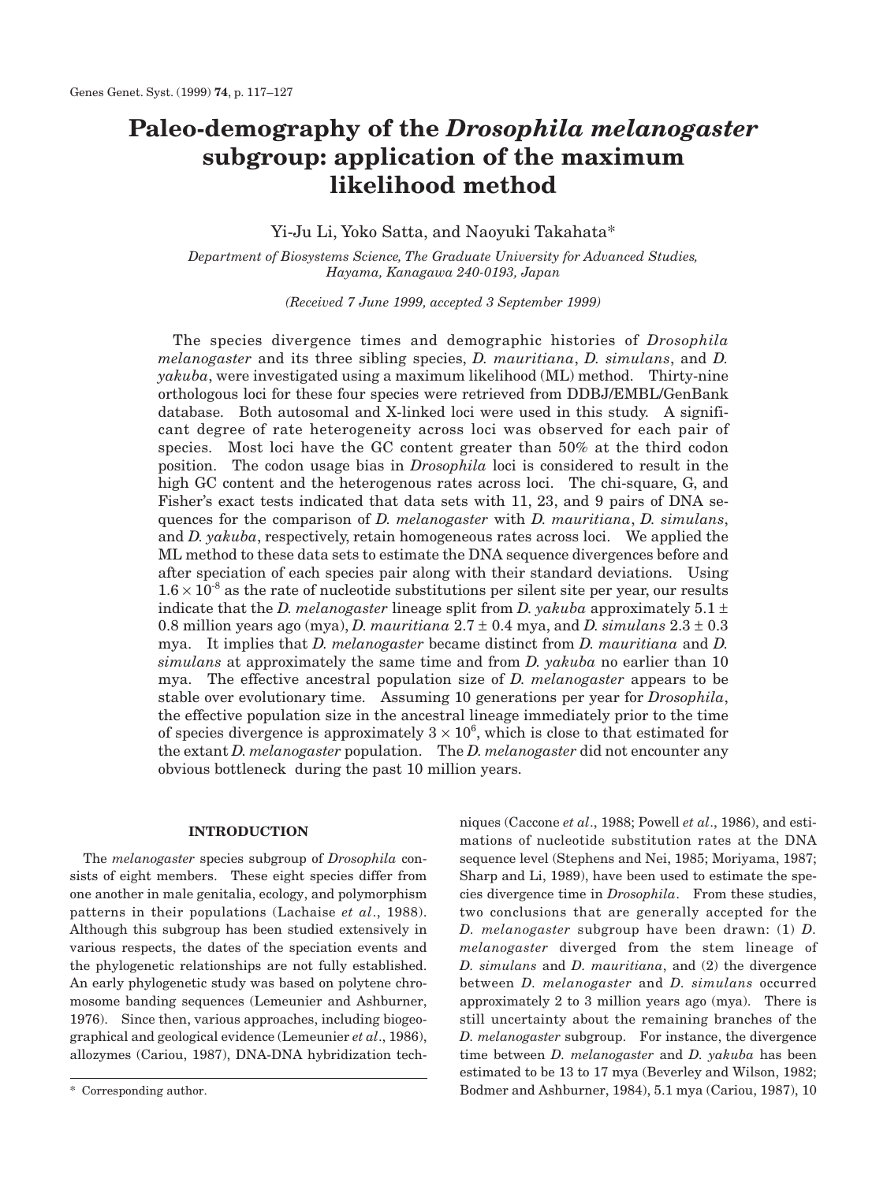# Paleo-demography of the *Drosophila melanogaster* subgroup: application of the maximum likelihood method

Yi-Ju Li, Yoko Satta, and Naoyuki Takahata*

*Department of Biosystems Science, The Graduate University for Advanced Studies, Hayama, Kanagawa 240-0193, Japan*

*(Received 7 June 1999, accepted 3 September 1999)*

The species divergence times and demographic histories of *Drosophila melanogaster* and its three sibling species, *D. mauritiana*, *D. simulans*, and *D. yakuba*, were investigated using a maximum likelihood (ML) method. Thirty-nine orthologous loci for these four species were retrieved from DDBJ/EMBL/GenBank database. Both autosomal and X-linked loci were used in this study. A significant degree of rate heterogeneity across loci was observed for each pair of species. Most loci have the GC content greater than 50% at the third codon position. The codon usage bias in *Drosophila* loci is considered to result in the high GC content and the heterogenous rates across loci. The chi-square, G, and Fisher's exact tests indicated that data sets with 11, 23, and 9 pairs of DNA sequences for the comparison of *D. melanogaster* with *D. mauritiana*, *D. simulans*, and *D. yakuba*, respectively, retain homogeneous rates across loci. We applied the ML method to these data sets to estimate the DNA sequence divergences before and after speciation of each species pair along with their standard deviations. Using $1.6 \times 10^{-8}$ as the rate of nucleotide substitutions per silent site per year, our results indicate that the *D. melanogaster* lineage split from *D. yakuba* approximately 5.1 ± 0.8 million years ago (mya), *D. mauritiana* 2.7 ± 0.4 mya, and *D. simulans* 2.3 ± 0.3 mya. It implies that *D. melanogaster* became distinct from *D. mauritiana* and *D. simulans* at approximately the same time and from *D. yakuba* no earlier than 10 mya. The effective ancestral population size of *D. melanogaster* appears to be stable over evolutionary time. Assuming 10 generations per year for *Drosophila*, the effective population size in the ancestral lineage immediately prior to the time of species divergence is approximately $3 \times 10^6$, which is close to that estimated for the extant *D. melanogaster* population. The *D. melanogaster* did not encounter any obvious bottleneck during the past 10 million years.

## INTRODUCTION

The *melanogaster* species subgroup of *Drosophila* consists of eight members. These eight species differ from one another in male genitalia, ecology, and polymorphism patterns in their populations (Lachaise *et al*., 1988). Although this subgroup has been studied extensively in various respects, the dates of the speciation events and the phylogenetic relationships are not fully established. An early phylogenetic study was based on polytene chromosome banding sequences (Lemeunier and Ashburner, 1976). Since then, various approaches, including biogeographical and geological evidence (Lemeunier *et al*., 1986), allozymes (Cariou, 1987), DNA-DNA hybridization techniques (Caccone *et al*., 1988; Powell *et al*., 1986), and estimations of nucleotide substitution rates at the DNA sequence level (Stephens and Nei, 1985; Moriyama, 1987; Sharp and Li, 1989), have been used to estimate the species divergence time in *Drosophila*. From these studies, two conclusions that are generally accepted for the *D. melanogaster* subgroup have been drawn: (1) *D. melanogaster* diverged from the stem lineage of *D. simulans* and *D. mauritiana*, and (2) the divergence between *D. melanogaster* and *D. simulans* occurred approximately 2 to 3 million years ago (mya). There is still uncertainty about the remaining branches of the *D. melanogaster* subgroup. For instance, the divergence time between *D. melanogaster* and *D. yakuba* has been estimated to be 13 to 17 mya (Beverley and Wilson, 1982; Bodmer and Ashburner, 1984), 5.1 mya (Cariou, 1987), 10

\* Corresponding author.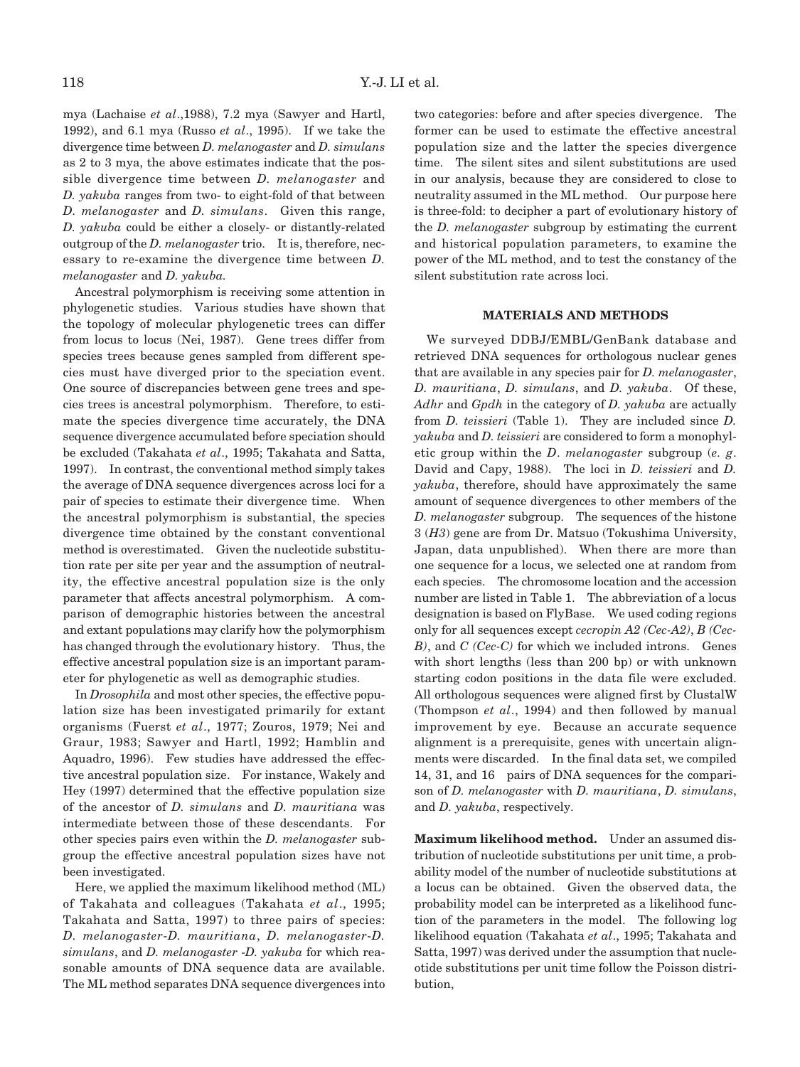mya (Lachaise *et al*.,1988), 7.2 mya (Sawyer and Hartl, 1992), and 6.1 mya (Russo *et al*., 1995). If we take the divergence time between *D. melanogaster* and *D. simulans* as 2 to 3 mya, the above estimates indicate that the possible divergence time between *D. melanogaster* and *D. yakuba* ranges from two- to eight-fold of that between *D. melanogaster* and *D. simulans*. Given this range, *D. yakuba* could be either a closely- or distantly-related outgroup of the *D. melanogaster* trio. It is, therefore, necessary to re-examine the divergence time between *D. melanogaster* and *D. yakuba*.

Ancestral polymorphism is receiving some attention in phylogenetic studies. Various studies have shown that the topology of molecular phylogenetic trees can differ from locus to locus (Nei, 1987). Gene trees differ from species trees because genes sampled from different species must have diverged prior to the speciation event. One source of discrepancies between gene trees and species trees is ancestral polymorphism. Therefore, to estimate the species divergence time accurately, the DNA sequence divergence accumulated before speciation should be excluded (Takahata *et al*., 1995; Takahata and Satta, 1997). In contrast, the conventional method simply takes the average of DNA sequence divergences across loci for a pair of species to estimate their divergence time. When the ancestral polymorphism is substantial, the species divergence time obtained by the constant conventional method is overestimated. Given the nucleotide substitution rate per site per year and the assumption of neutrality, the effective ancestral population size is the only parameter that affects ancestral polymorphism. A comparison of demographic histories between the ancestral and extant populations may clarify how the polymorphism has changed through the evolutionary history. Thus, the effective ancestral population size is an important parameter for phylogenetic as well as demographic studies.

In *Drosophila* and most other species, the effective population size has been investigated primarily for extant organisms (Fuerst *et al*., 1977; Zouros, 1979; Nei and Graur, 1983; Sawyer and Hartl, 1992; Hamblin and Aquadro, 1996). Few studies have addressed the effective ancestral population size. For instance, Wakely and Hey (1997) determined that the effective population size of the ancestor of *D. simulans* and *D. mauritiana* was intermediate between those of these descendants. For other species pairs even within the *D. melanogaster* subgroup the effective ancestral population sizes have not been investigated.

Here, we applied the maximum likelihood method (ML) of Takahata and colleagues (Takahata *et al*., 1995; Takahata and Satta, 1997) to three pairs of species: *D. melanogaster*-*D. mauritiana*, *D. melanogaster*-*D. simulans*, and *D. melanogaster* -*D. yakuba* for which reasonable amounts of DNA sequence data are available. The ML method separates DNA sequence divergences into two categories: before and after species divergence. The former can be used to estimate the effective ancestral population size and the latter the species divergence time. The silent sites and silent substitutions are used in our analysis, because they are considered to close to neutrality assumed in the ML method. Our purpose here is three-fold: to decipher a part of evolutionary history of the *D. melanogaster* subgroup by estimating the current and historical population parameters, to examine the power of the ML method, and to test the constancy of the silent substitution rate across loci.

## MATERIALS AND METHODS

We surveyed DDBJ/EMBL/GenBank database and retrieved DNA sequences for orthologous nuclear genes that are available in any species pair for *D. melanogaster*, *D. mauritiana*, *D. simulans*, and *D. yakuba*. Of these, *Adhr* and *Gpdh* in the category of *D. yakuba* are actually from *D. teissieri* (Table 1). They are included since *D. yakuba* and *D. teissieri* are considered to form a monophyletic group within the *D*. *melanogaster* subgroup (*e. g*. David and Capy, 1988). The loci in *D. teissieri* and *D. yakuba*, therefore, should have approximately the same amount of sequence divergences to other members of the *D. melanogaster* subgroup. The sequences of the histone 3 (*H3*) gene are from Dr. Matsuo (Tokushima University, Japan, data unpublished). When there are more than one sequence for a locus, we selected one at random from each species. The chromosome location and the accession number are listed in Table 1. The abbreviation of a locus designation is based on FlyBase. We used coding regions only for all sequences except *cecropin A2 (Cec-A2)*, *B (Cec-B)*, and *C (Cec-C)* for which we included introns. Genes with short lengths (less than 200 bp) or with unknown starting codon positions in the data file were excluded. All orthologous sequences were aligned first by ClustalW (Thompson *et al*., 1994) and then followed by manual improvement by eye. Because an accurate sequence alignment is a prerequisite, genes with uncertain alignments were discarded. In the final data set, we compiled 14, 31, and 16 pairs of DNA sequences for the comparison of *D. melanogaster* with *D. mauritiana*, *D. simulans*, and *D. yakuba*, respectively.

**Maximum likelihood method.** Under an assumed distribution of nucleotide substitutions per unit time, a probability model of the number of nucleotide substitutions at a locus can be obtained. Given the observed data, the probability model can be interpreted as a likelihood function of the parameters in the model. The following log likelihood equation (Takahata *et al*., 1995; Takahata and Satta, 1997) was derived under the assumption that nucleotide substitutions per unit time follow the Poisson distribution,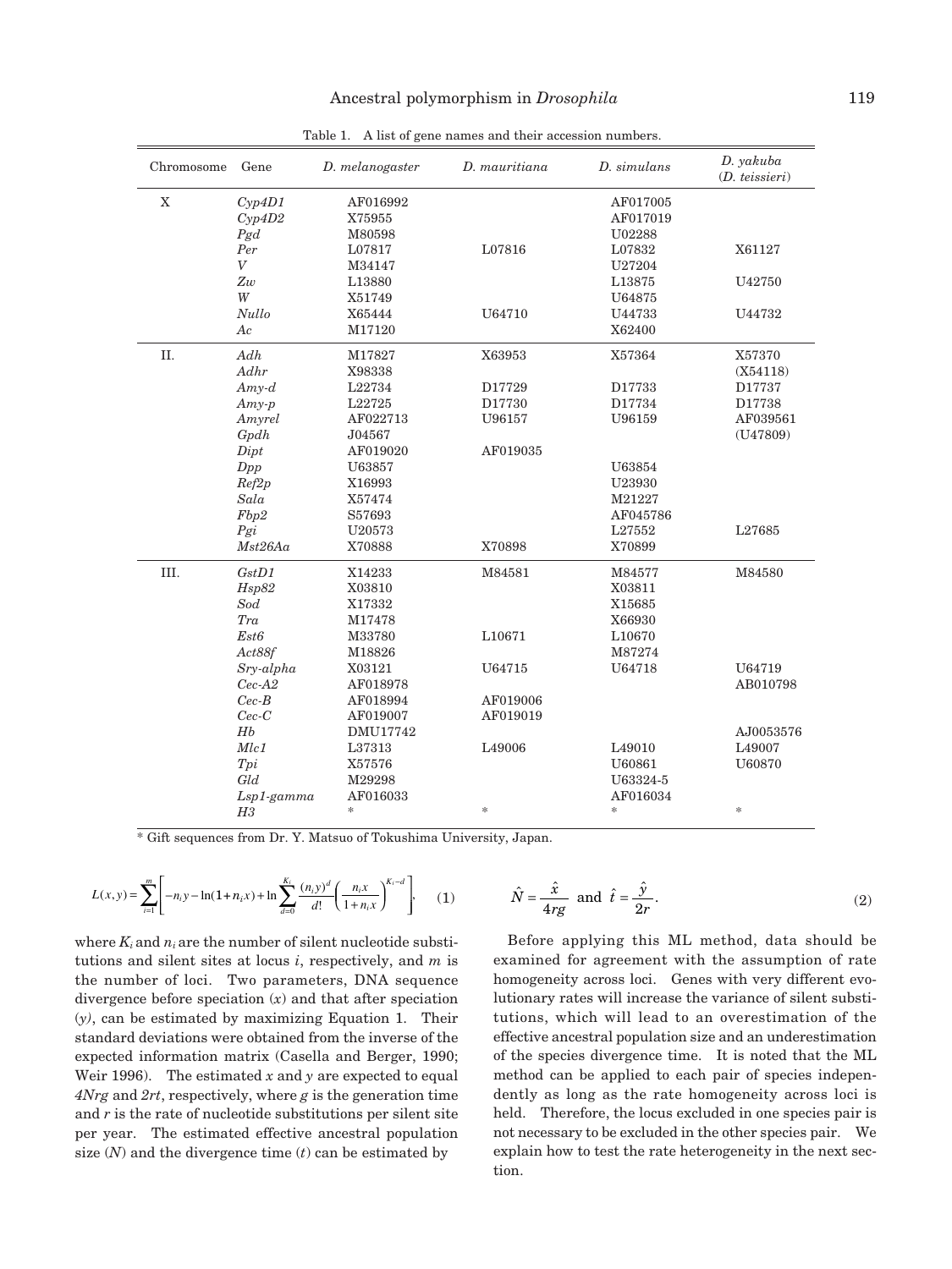Table 1. A list of gene names and their accession numbers.

| Chromosome | Gene | *D. melanogaster* | *D. mauritiana* | *D. simulans* | *D. yakuba* (*D. teissieri*) |
|---|---|---|---|---|---|
| X | *Cyp4D1* | AF016992 | | AF017005 | |
| | *Cyp4D2* | X75955 | | AF017019 | |
| | *Pgd* | M80598 | | U02288 | |
| | *Per* | L07817 | L07816 | L07832 | X61127 |
| | *V* | M34147 | | U27204 | |
| | *Zw* | L13880 | | L13875 | U42750 |
| | *W* | X51749 | | U64875 | |
| | *Nullo* | X65444 | U64710 | U44733 | U44732 |
| | *Ac* | M17120 | | X62400 | |
| II. | *Adh* | M17827 | X63953 | X57364 | X57370 |
| | *Adhr* | X98338 | | | (X54118) |
| | *Amy-d* | L22734 | D17729 | D17733 | D17737 |
| | *Amy-p* | L22725 | D17730 | D17734 | D17738 |
| | *Amyrel* | AF022713 | U96157 | U96159 | AF039561 |
| | *Gpdh* | J04567 | | | (U47809) |
| | *Dipt* | AF019020 | AF019035 | | |
| | *Dpp* | U63857 | | U63854 | |
| | *Ref2p* | X16993 | | U23930 | |
| | *Sala* | X57474 | | M21227 | |
| | *Fbp2* | S57693 | | AF045786 | |
| | *Pgi* | U20573 | | L27552 | L27685 |
| | *Mst26Aa* | X70888 | X70898 | X70899 | |
| III. | *GstD1* | X14233 | M84581 | M84577 | M84580 |
| | *Hsp82* | X03810 | | X03811 | |
| | *Sod* | X17332 | | X15685 | |
| | *Tra* | M17478 | | X66930 | |
| | *Est6* | M33780 | L10671 | L10670 | |
| | *Act88f* | M18826 | | M87274 | |
| | *Sry-alpha* | X03121 | U64715 | U64718 | U64719 |
| | *Cec-A2* | AF018978 | | | AB010798 |
| | *Cec-B* | AF018994 | AF019006 | | |
| | *Cec-C* | AF019007 | AF019019 | | |
| | *Hb* | DMU17742 | | | AJ0053576 |
| | *Mlc1* | L37313 | L49006 | L49010 | L49007 |
| | *Tpi* | X57576 | | U60861 | U60870 |
| | *Gld* | M29298 | | U63324-5 | |
| | *Lsp1-gamma* | AF016033 | | AF016034 | |
| | *H3* | * | * | * | * |

\* Gift sequences from Dr. Y. Matsuo of Tokushima University, Japan.

$$L(x,y)=\sum_{i=1}^{m}\left[-n_i y-\ln(1+n_i x)+\ln\sum_{d=0}^{K_i}\frac{(n_i y)^d}{d!}\left(\frac{n_i x}{1+n_i x}\right)^{K_i-d}\right], \quad (1)$$

where $K_i$ and $n_i$ are the number of silent nucleotide substitutions and silent sites at locus $i$, respectively, and $m$ is the number of loci. Two parameters, DNA sequence divergence before speciation ($x$) and that after speciation ($y$), can be estimated by maximizing Equation 1. Their standard deviations were obtained from the inverse of the expected information matrix (Casella and Berger, 1990; Weir 1996). The estimated $x$ and $y$ are expected to equal $4Nrg$ and $2rt$, respectively, where $g$ is the generation time and $r$ is the rate of nucleotide substitutions per silent site per year. The estimated effective ancestral population size ($N$) and the divergence time ($t$) can be estimated by

$$\hat{N}=\frac{\hat{x}}{4rg} \text{ and } \hat{t}=\frac{\hat{y}}{2r}. \quad (2)$$

Before applying this ML method, data should be examined for agreement with the assumption of rate homogeneity across loci. Genes with very different evolutionary rates will increase the variance of silent substitutions, which will lead to an overestimation of the effective ancestral population size and an underestimation of the species divergence time. It is noted that the ML method can be applied to each pair of species independently as long as the rate homogeneity across loci is held. Therefore, the locus excluded in one species pair is not necessary to be excluded in the other species pair. We explain how to test the rate heterogeneity in the next section.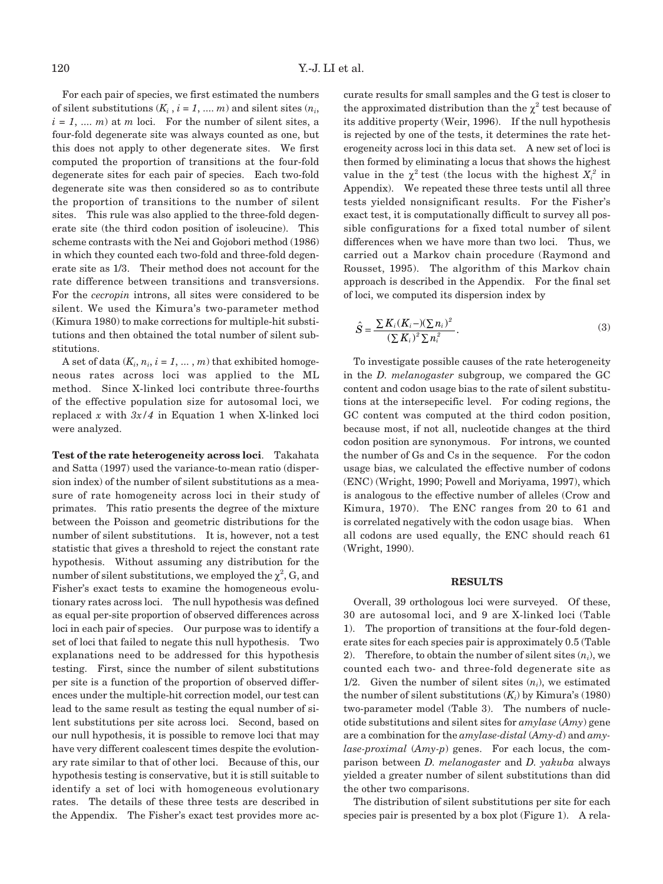For each pair of species, we first estimated the numbers of silent substitutions ($K_i$ , $i = 1, .... m$) and silent sites ($n_i$, $i = 1, .... m$) at $m$ loci. For the number of silent sites, a four-fold degenerate site was always counted as one, but this does not apply to other degenerate sites. We first computed the proportion of transitions at the four-fold degenerate sites for each pair of species. Each two-fold degenerate site was then considered so as to contribute the proportion of transitions to the number of silent sites. This rule was also applied to the three-fold degenerate site (the third codon position of isoleucine). This scheme contrasts with the Nei and Gojobori method (1986) in which they counted each two-fold and three-fold degenerate site as 1/3. Their method does not account for the rate difference between transitions and transversions. For the *cecropin* introns, all sites were considered to be silent. We used the Kimura's two-parameter method (Kimura 1980) to make corrections for multiple-hit substitutions and then obtained the total number of silent substitutions.

A set of data ($K_i$, $n_i$, $i = 1, ... , m$) that exhibited homogeneous rates across loci was applied to the ML method. Since X-linked loci contribute three-fourths of the effective population size for autosomal loci, we replaced $x$ with $3x/4$ in Equation 1 when X-linked loci were analyzed.

**Test of the rate heterogeneity across loci**. Takahata and Satta (1997) used the variance-to-mean ratio (dispersion index) of the number of silent substitutions as a measure of rate homogeneity across loci in their study of primates. This ratio presents the degree of the mixture between the Poisson and geometric distributions for the number of silent substitutions. It is, however, not a test statistic that gives a threshold to reject the constant rate hypothesis. Without assuming any distribution for the number of silent substitutions, we employed the $\chi^2$, G, and Fisher's exact tests to examine the homogeneous evolutionary rates across loci. The null hypothesis was defined as equal per-site proportion of observed differences across loci in each pair of species. Our purpose was to identify a set of loci that failed to negate this null hypothesis. Two explanations need to be addressed for this hypothesis testing. First, since the number of silent substitutions per site is a function of the proportion of observed differences under the multiple-hit correction model, our test can lead to the same result as testing the equal number of silent substitutions per site across loci. Second, based on our null hypothesis, it is possible to remove loci that may have very different coalescent times despite the evolutionary rate similar to that of other loci. Because of this, our hypothesis testing is conservative, but it is still suitable to identify a set of loci with homogeneous evolutionary rates. The details of these three tests are described in the Appendix. The Fisher's exact test provides more accurate results for small samples and the G test is closer to the approximated distribution than the $\chi^2$ test because of its additive property (Weir, 1996). If the null hypothesis is rejected by one of the tests, it determines the rate heterogeneity across loci in this data set. A new set of loci is then formed by eliminating a locus that shows the highest value in the $\chi^2$ test (the locus with the highest $X_i^2$ in Appendix). We repeated these three tests until all three tests yielded nonsignificant results. For the Fisher's exact test, it is computationally difficult to survey all possible configurations for a fixed total number of silent differences when we have more than two loci. Thus, we carried out a Markov chain procedure (Raymond and Rousset, 1995). The algorithm of this Markov chain approach is described in the Appendix. For the final set of loci, we computed its dispersion index by

$$\hat{S} = \frac{\sum K_i (K_i -)(\sum n_i)^2}{(\sum K_i)^2 \sum n_i^2}. \tag{3}$$

To investigate possible causes of the rate heterogeneity in the *D. melanogaster* subgroup, we compared the GC content and codon usage bias to the rate of silent substitutions at the intersepecific level. For coding regions, the GC content was computed at the third codon position, because most, if not all, nucleotide changes at the third codon position are synonymous. For introns, we counted the number of Gs and Cs in the sequence. For the codon usage bias, we calculated the effective number of codons (ENC) (Wright, 1990; Powell and Moriyama, 1997), which is analogous to the effective number of alleles (Crow and Kimura, 1970). The ENC ranges from 20 to 61 and is correlated negatively with the codon usage bias. When all codons are used equally, the ENC should reach 61 (Wright, 1990).

## RESULTS

Overall, 39 orthologous loci were surveyed. Of these, 30 are autosomal loci, and 9 are X-linked loci (Table 1). The proportion of transitions at the four-fold degenerate sites for each species pair is approximately 0.5 (Table 2). Therefore, to obtain the number of silent sites ($n_i$), we counted each two- and three-fold degenerate site as 1/2. Given the number of silent sites ($n_i$), we estimated the number of silent substitutions ($K_i$) by Kimura's (1980) two-parameter model (Table 3). The numbers of nucleotide substitutions and silent sites for *amylase* (*Amy*) gene are a combination for the *amylase-distal* (*Amy-d*) and *amylase-proximal* (*Amy-p*) genes. For each locus, the comparison between *D. melanogaster* and *D. yakuba* always yielded a greater number of silent substitutions than did the other two comparisons.

The distribution of silent substitutions per site for each species pair is presented by a box plot (Figure 1). A rela-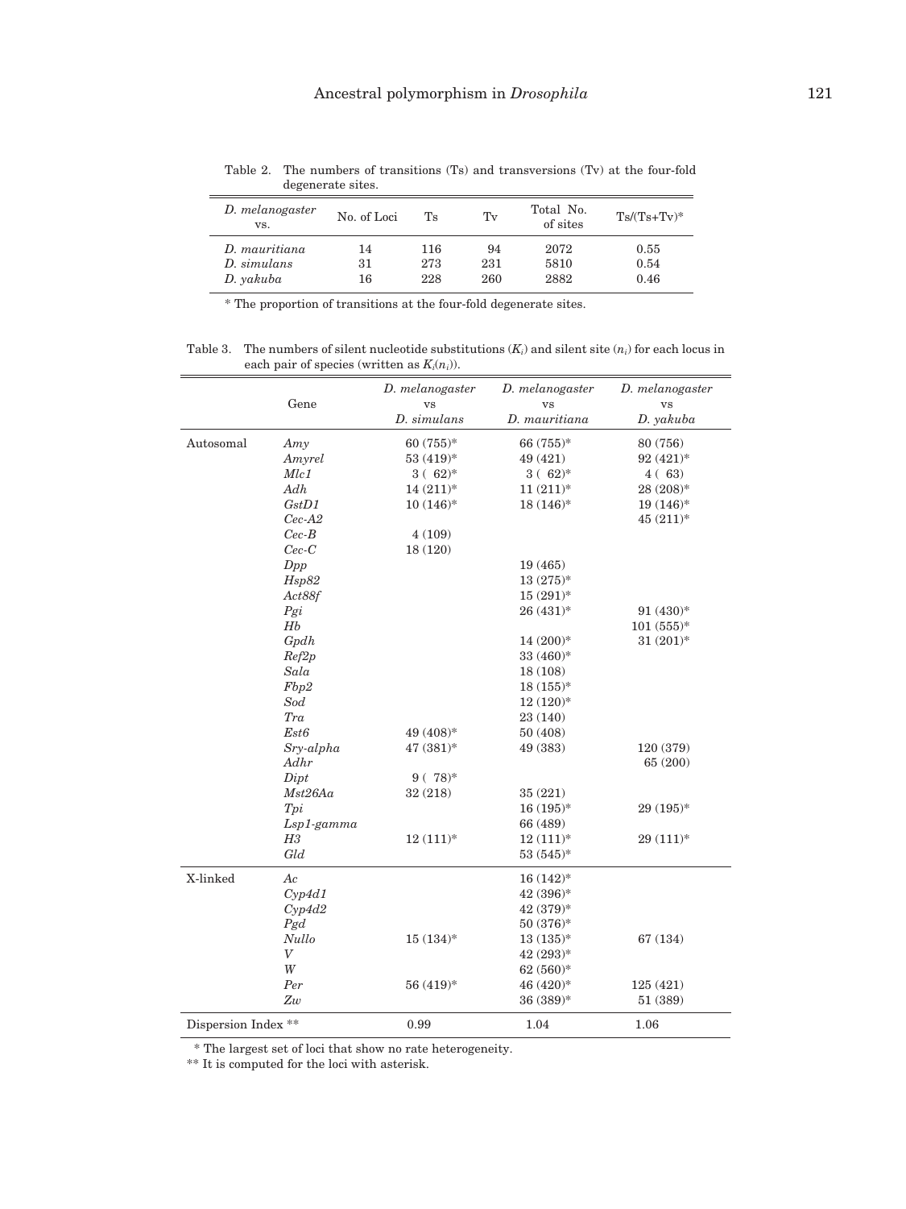Table 2. The numbers of transitions (Ts) and transversions (Tv) at the four-fold degenerate sites.

| *D. melanogaster* vs. | No. of Loci | Ts | Tv | Total No. of sites | Ts/(Ts+Tv)* |
|---|---|---|---|---|---|
| *D. mauritiana* | 14 | 116 | 94 | 2072 | 0.55 |
| *D. simulans* | 31 | 273 | 231 | 5810 | 0.54 |
| *D. yakuba* | 16 | 228 | 260 | 2882 | 0.46 |

\* The proportion of transitions at the four-fold degenerate sites.

Table 3. The numbers of silent nucleotide substitutions ($K_i$) and silent site ($n_i$) for each locus in each pair of species (written as $K_i(n_i)$).

| | Gene | *D. melanogaster* vs *D. simulans* | *D. melanogaster* vs *D. mauritiana* | *D. melanogaster* vs *D. yakuba* |
|---|---|---|---|---|
| Autosomal | *Amy* | 60 (755)* | 66 (755)* | 80 (756) |
| | *Amyrel* | 53 (419)* | 49 (421) | 92 (421)* |
| | *Mlc1* | 3 ( 62)* | 3 ( 62)* | 4 ( 63) |
| | *Adh* | 14 (211)* | 11 (211)* | 28 (208)* |
| | *GstD1* | 10 (146)* | 18 (146)* | 19 (146)* |
| | *Cec-A2* | | | 45 (211)* |
| | *Cec-B* | 4 (109) | | |
| | *Cec-C* | 18 (120) | | |
| | *Dpp* | | 19 (465) | |
| | *Hsp82* | | 13 (275)* | |
| | *Act88f* | | 15 (291)* | |
| | *Pgi* | | 26 (431)* | 91 (430)* |
| | *Hb* | | | 101 (555)* |
| | *Gpdh* | | 14 (200)* | 31 (201)* |
| | *Ref2p* | | 33 (460)* | |
| | *Sala* | | 18 (108) | |
| | *Fbp2* | | 18 (155)* | |
| | *Sod* | | 12 (120)* | |
| | *Tra* | | 23 (140) | |
| | *Est6* | 49 (408)* | 50 (408) | |
| | *Sry-alpha* | 47 (381)* | 49 (383) | 120 (379) |
| | *Adhr* | | | 65 (200) |
| | *Dipt* | 9 ( 78)* | | |
| | *Mst26Aa* | 32 (218) | 35 (221) | |
| | *Tpi* | | 16 (195)* | 29 (195)* |
| | *Lsp1-gamma* | | 66 (489) | |
| | *H3* | 12 (111)* | 12 (111)* | 29 (111)* |
| | *Gld* | | 53 (545)* | |
| X-linked | *Ac* | | 16 (142)* | |
| | *Cyp4d1* | | 42 (396)* | |
| | *Cyp4d2* | | 42 (379)* | |
| | *Pgd* | | 50 (376)* | |
| | *Nullo* | 15 (134)* | 13 (135)* | 67 (134) |
| | *V* | | 42 (293)* | |
| | *W* | | 62 (560)* | |
| | *Per* | 56 (419)* | 46 (420)* | 125 (421) |
| | *Zw* | | 36 (389)* | 51 (389) |
| Dispersion Index ** | | 0.99 | 1.04 | 1.06 |

\* The largest set of loci that show no rate heterogeneity.
** It is computed for the loci with asterisk.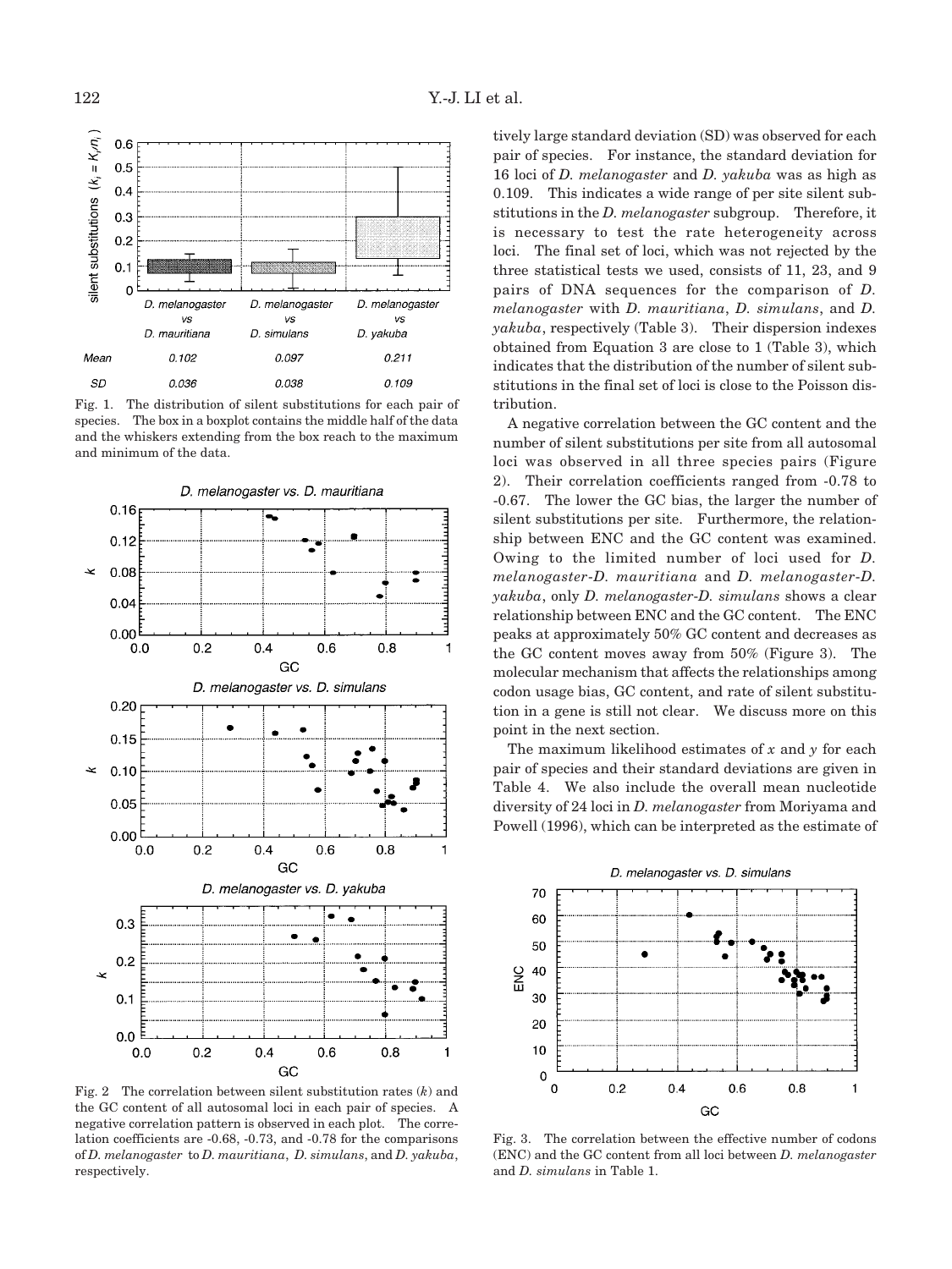Fig. 1. The distribution of silent substitutions for each pair of species. The box in a boxplot contains the middle half of the data and the whiskers extending from the box reach to the maximum and minimum of the data.

|  | D. melanogaster vs D. mauritiana | D. melanogaster vs D. simulans | D. melanogaster vs D. yakuba |
|---|---|---|---|
| Mean | 0.102 | 0.097 | 0.211 |
| SD | 0.036 | 0.038 | 0.109 |

Fig. 2 The correlation between silent substitution rates ($k$) and the GC content of all autosomal loci in each pair of species. A negative correlation pattern is observed in each plot. The correlation coefficients are -0.68, -0.73, and -0.78 for the comparisons of *D. melanogaster* to *D. mauritiana*, *D. simulans*, and *D. yakuba*, respectively.

tively large standard deviation (SD) was observed for each pair of species. For instance, the standard deviation for 16 loci of *D. melanogaster* and *D. yakuba* was as high as 0.109. This indicates a wide range of per site silent substitutions in the *D. melanogaster* subgroup. Therefore, it is necessary to test the rate heterogeneity across loci. The final set of loci, which was not rejected by the three statistical tests we used, consists of 11, 23, and 9 pairs of DNA sequences for the comparison of *D. melanogaster* with *D. mauritiana*, *D. simulans*, and *D. yakuba*, respectively (Table 3). Their dispersion indexes obtained from Equation 3 are close to 1 (Table 3), which indicates that the distribution of the number of silent substitutions in the final set of loci is close to the Poisson distribution.

A negative correlation between the GC content and the number of silent substitutions per site from all autosomal loci was observed in all three species pairs (Figure 2). Their correlation coefficients ranged from -0.78 to -0.67. The lower the GC bias, the larger the number of silent substitutions per site. Furthermore, the relationship between ENC and the GC content was examined. Owing to the limited number of loci used for *D. melanogaster*-*D. mauritiana* and *D. melanogaster*-*D. yakuba*, only *D. melanogaster*-*D. simulans* shows a clear relationship between ENC and the GC content. The ENC peaks at approximately 50% GC content and decreases as the GC content moves away from 50% (Figure 3). The molecular mechanism that affects the relationships among codon usage bias, GC content, and rate of silent substitution in a gene is still not clear. We discuss more on this point in the next section.

The maximum likelihood estimates of $x$ and $y$ for each pair of species and their standard deviations are given in Table 4. We also include the overall mean nucleotide diversity of 24 loci in *D. melanogaster* from Moriyama and Powell (1996), which can be interpreted as the estimate of

Fig. 3. The correlation between the effective number of codons (ENC) and the GC content from all loci between *D. melanogaster* and *D. simulans* in Table 1.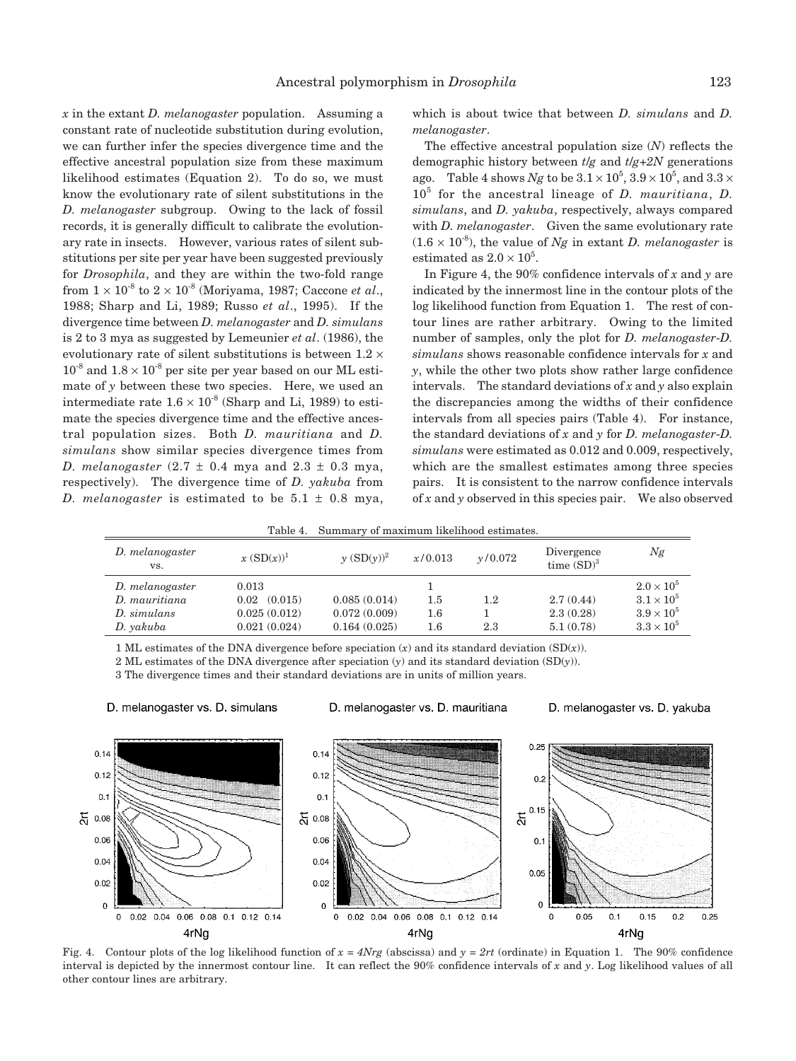*x* in the extant *D. melanogaster* population. Assuming a constant rate of nucleotide substitution during evolution, we can further infer the species divergence time and the effective ancestral population size from these maximum likelihood estimates (Equation 2). To do so, we must know the evolutionary rate of silent substitutions in the *D. melanogaster* subgroup. Owing to the lack of fossil records, it is generally difficult to calibrate the evolutionary rate in insects. However, various rates of silent substitutions per site per year have been suggested previously for *Drosophila*, and they are within the two-fold range from $1 \times 10^{-8}$ to $2 \times 10^{-8}$ (Moriyama, 1987; Caccone *et al*., 1988; Sharp and Li, 1989; Russo *et al*., 1995). If the divergence time between *D. melanogaster* and *D. simulans* is 2 to 3 mya as suggested by Lemeunier *et al*. (1986), the evolutionary rate of silent substitutions is between $1.2 \times 10^{-8}$ and $1.8 \times 10^{-8}$ per site per year based on our ML estimate of *y* between these two species. Here, we used an intermediate rate $1.6 \times 10^{-8}$ (Sharp and Li, 1989) to estimate the species divergence time and the effective ancestral population sizes. Both *D. mauritiana* and *D. simulans* show similar species divergence times from *D. melanogaster* (2.7 ± 0.4 mya and 2.3 ± 0.3 mya, respectively). The divergence time of *D. yakuba* from *D. melanogaster* is estimated to be 5.1 ± 0.8 mya, which is about twice that between *D. simulans* and *D. melanogaster*.

The effective ancestral population size (*N*) reflects the demographic history between *t/g* and *t/g+2N* generations ago. Table 4 shows *Ng* to be $3.1 \times 10^5$, $3.9 \times 10^5$, and $3.3 \times 10^5$ for the ancestral lineage of *D. mauritiana*, *D. simulans*, and *D. yakuba*, respectively, always compared with *D. melanogaster*. Given the same evolutionary rate ($1.6 \times 10^{-8}$), the value of *Ng* in extant *D. melanogaster* is estimated as $2.0 \times 10^5$.

In Figure 4, the 90% confidence intervals of *x* and *y* are indicated by the innermost line in the contour plots of the log likelihood function from Equation 1. The rest of contour lines are rather arbitrary. Owing to the limited number of samples, only the plot for *D. melanogaster*-*D. simulans* shows reasonable confidence intervals for *x* and *y*, while the other two plots show rather large confidence intervals. The standard deviations of *x* and *y* also explain the discrepancies among the widths of their confidence intervals from all species pairs (Table 4). For instance, the standard deviations of *x* and *y* for *D. melanogaster*-*D. simulans* were estimated as 0.012 and 0.009, respectively, which are the smallest estimates among three species pairs. It is consistent to the narrow confidence intervals of *x* and *y* observed in this species pair. We also observed

Table 4. Summary of maximum likelihood estimates.

| *D. melanogaster* vs. | *x* (SD(*x*))[1] | *y* (SD(*y*))[2] | *x*/0.013 | *y*/0.072 | Divergence time (SD)[3] | *Ng* |
|---|---|---|---|---|---|---|
| *D. melanogaster* | 0.013 | | 1 | | | $2.0 \times 10^5$ |
| *D. mauritiana* | 0.02 (0.015) | 0.085 (0.014) | 1.5 | 1.2 | 2.7 (0.44) | $3.1 \times 10^5$ |
| *D. simulans* | 0.025 (0.012) | 0.072 (0.009) | 1.6 | 1 | 2.3 (0.28) | $3.9 \times 10^5$ |
| *D. yakuba* | 0.021 (0.024) | 0.164 (0.025) | 1.6 | 2.3 | 5.1 (0.78) | $3.3 \times 10^5$ |

1 ML estimates of the DNA divergence before speciation (*x*) and its standard deviation (SD(*x*)).

2 ML estimates of the DNA divergence after speciation (*y*) and its standard deviation (SD(*y*)).

3 The divergence times and their standard deviations are in units of million years.

Fig. 4. Contour plots of the log likelihood function of $x = 4Nrg$ (abscissa) and $y = 2rt$ (ordinate) in Equation 1. The 90% confidence interval is depicted by the innermost contour line. It can reflect the 90% confidence intervals of *x* and *y*. Log likelihood values of all other contour lines are arbitrary.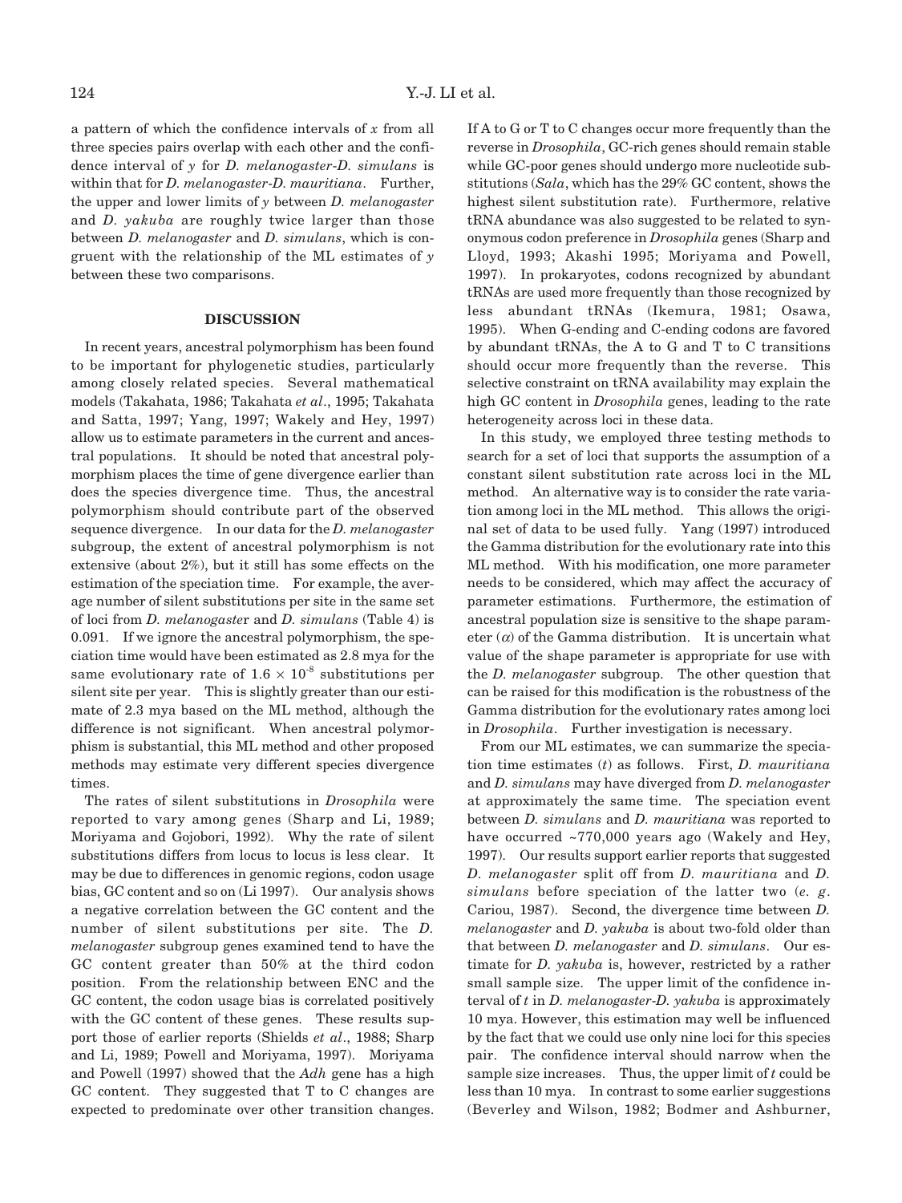a pattern of which the confidence intervals of $x$ from all three species pairs overlap with each other and the confidence interval of $y$ for *D. melanogaster*-*D. simulans* is within that for *D. melanogaster*-*D. mauritiana*. Further, the upper and lower limits of $y$ between *D. melanogaster* and *D. yakuba* are roughly twice larger than those between *D. melanogaster* and *D. simulans*, which is congruent with the relationship of the ML estimates of $y$ between these two comparisons.

## DISCUSSION

In recent years, ancestral polymorphism has been found to be important for phylogenetic studies, particularly among closely related species. Several mathematical models (Takahata, 1986; Takahata *et al*., 1995; Takahata and Satta, 1997; Yang, 1997; Wakely and Hey, 1997) allow us to estimate parameters in the current and ancestral populations. It should be noted that ancestral polymorphism places the time of gene divergence earlier than does the species divergence time. Thus, the ancestral polymorphism should contribute part of the observed sequence divergence. In our data for the *D. melanogaster* subgroup, the extent of ancestral polymorphism is not extensive (about 2%), but it still has some effects on the estimation of the speciation time. For example, the average number of silent substitutions per site in the same set of loci from *D. melanogaster* and *D. simulans* (Table 4) is 0.091. If we ignore the ancestral polymorphism, the speciation time would have been estimated as 2.8 mya for the same evolutionary rate of $1.6 \times 10^{-8}$ substitutions per silent site per year. This is slightly greater than our estimate of 2.3 mya based on the ML method, although the difference is not significant. When ancestral polymorphism is substantial, this ML method and other proposed methods may estimate very different species divergence times.

The rates of silent substitutions in *Drosophila* were reported to vary among genes (Sharp and Li, 1989; Moriyama and Gojobori, 1992). Why the rate of silent substitutions differs from locus to locus is less clear. It may be due to differences in genomic regions, codon usage bias, GC content and so on (Li 1997). Our analysis shows a negative correlation between the GC content and the number of silent substitutions per site. The *D. melanogaster* subgroup genes examined tend to have the GC content greater than 50% at the third codon position. From the relationship between ENC and the GC content, the codon usage bias is correlated positively with the GC content of these genes. These results support those of earlier reports (Shields *et al*., 1988; Sharp and Li, 1989; Powell and Moriyama, 1997). Moriyama and Powell (1997) showed that the *Adh* gene has a high GC content. They suggested that T to C changes are expected to predominate over other transition changes. If A to G or T to C changes occur more frequently than the reverse in *Drosophila*, GC-rich genes should remain stable while GC-poor genes should undergo more nucleotide substitutions (*Sala*, which has the 29% GC content, shows the highest silent substitution rate). Furthermore, relative tRNA abundance was also suggested to be related to synonymous codon preference in *Drosophila* genes (Sharp and Lloyd, 1993; Akashi 1995; Moriyama and Powell, 1997). In prokaryotes, codons recognized by abundant tRNAs are used more frequently than those recognized by less abundant tRNAs (Ikemura, 1981; Osawa, 1995). When G-ending and C-ending codons are favored by abundant tRNAs, the A to G and T to C transitions should occur more frequently than the reverse. This selective constraint on tRNA availability may explain the high GC content in *Drosophila* genes, leading to the rate heterogeneity across loci in these data.

In this study, we employed three testing methods to search for a set of loci that supports the assumption of a constant silent substitution rate across loci in the ML method. An alternative way is to consider the rate variation among loci in the ML method. This allows the original set of data to be used fully. Yang (1997) introduced the Gamma distribution for the evolutionary rate into this ML method. With his modification, one more parameter needs to be considered, which may affect the accuracy of parameter estimations. Furthermore, the estimation of ancestral population size is sensitive to the shape parameter ($\alpha$) of the Gamma distribution. It is uncertain what value of the shape parameter is appropriate for use with the *D. melanogaster* subgroup. The other question that can be raised for this modification is the robustness of the Gamma distribution for the evolutionary rates among loci in *Drosophila*. Further investigation is necessary.

From our ML estimates, we can summarize the speciation time estimates ($t$) as follows. First, *D. mauritiana* and *D. simulans* may have diverged from *D. melanogaster* at approximately the same time. The speciation event between *D. simulans* and *D. mauritiana* was reported to have occurred ~770,000 years ago (Wakely and Hey, 1997). Our results support earlier reports that suggested *D. melanogaster* split off from *D. mauritiana* and *D. simulans* before speciation of the latter two (*e. g*. Cariou, 1987). Second, the divergence time between *D. melanogaster* and *D. yakuba* is about two-fold older than that between *D. melanogaster* and *D. simulans*. Our estimate for *D. yakuba* is, however, restricted by a rather small sample size. The upper limit of the confidence interval of $t$ in *D. melanogaster*-*D. yakuba* is approximately 10 mya. However, this estimation may well be influenced by the fact that we could use only nine loci for this species pair. The confidence interval should narrow when the sample size increases. Thus, the upper limit of $t$ could be less than 10 mya. In contrast to some earlier suggestions (Beverley and Wilson, 1982; Bodmer and Ashburner,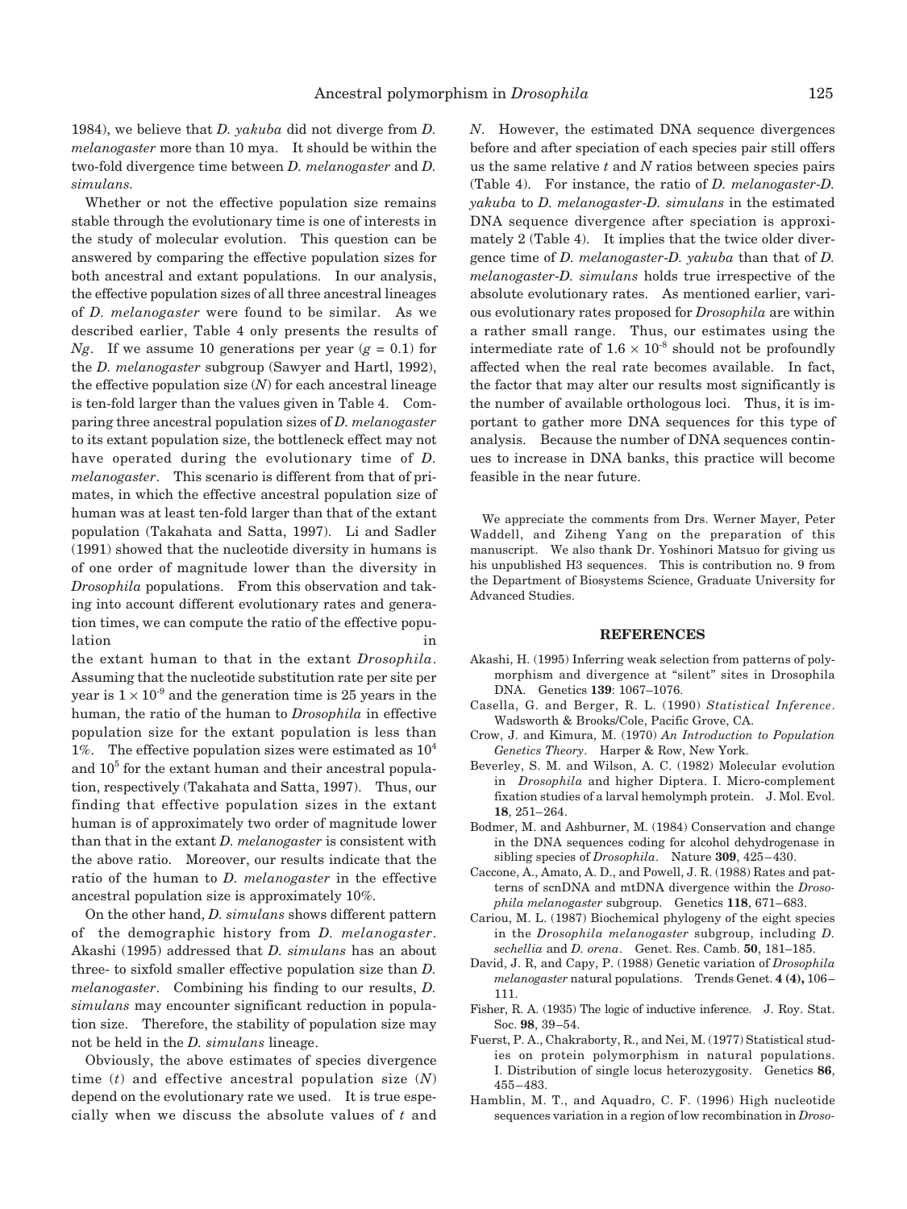1984), we believe that *D. yakuba* did not diverge from *D. melanogaster* more than 10 mya. It should be within the two-fold divergence time between *D. melanogaster* and *D. simulans*.

Whether or not the effective population size remains stable through the evolutionary time is one of interests in the study of molecular evolution. This question can be answered by comparing the effective population sizes for both ancestral and extant populations. In our analysis, the effective population sizes of all three ancestral lineages of *D. melanogaster* were found to be similar. As we described earlier, Table 4 only presents the results of *Ng*. If we assume 10 generations per year ($g = 0.1$) for the *D. melanogaster* subgroup (Sawyer and Hartl, 1992), the effective population size ($N$) for each ancestral lineage is ten-fold larger than the values given in Table 4. Comparing three ancestral population sizes of *D. melanogaster* to its extant population size, the bottleneck effect may not have operated during the evolutionary time of *D. melanogaster*. This scenario is different from that of primates, in which the effective ancestral population size of human was at least ten-fold larger than that of the extant population (Takahata and Satta, 1997). Li and Sadler (1991) showed that the nucleotide diversity in humans is of one order of magnitude lower than the diversity in *Drosophila* populations. From this observation and taking into account different evolutionary rates and generation times, we can compute the ratio of the effective population in the extant human to that in the extant *Drosophila*. Assuming that the nucleotide substitution rate per site per year is $1 \times 10^{-9}$ and the generation time is 25 years in the human, the ratio of the human to *Drosophila* in effective population size for the extant population is less than 1%. The effective population sizes were estimated as $10^4$ and $10^5$ for the extant human and their ancestral population, respectively (Takahata and Satta, 1997). Thus, our finding that effective population sizes in the extant human is of approximately two order of magnitude lower than that in the extant *D. melanogaster* is consistent with the above ratio. Moreover, our results indicate that the ratio of the human to *D. melanogaster* in the effective ancestral population size is approximately 10%.

On the other hand, *D. simulans* shows different pattern of the demographic history from *D. melanogaster*. Akashi (1995) addressed that *D. simulans* has an about three- to sixfold smaller effective population size than *D. melanogaster*. Combining his finding to our results, *D. simulans* may encounter significant reduction in population size. Therefore, the stability of population size may not be held in the *D. simulans* lineage.

Obviously, the above estimates of species divergence time ($t$) and effective ancestral population size ($N$) depend on the evolutionary rate we used. It is true especially when we discuss the absolute values of $t$ and $N$. However, the estimated DNA sequence divergences before and after speciation of each species pair still offers us the same relative $t$ and $N$ ratios between species pairs (Table 4). For instance, the ratio of *D. melanogaster-D. yakuba* to *D. melanogaster-D. simulans* in the estimated DNA sequence divergence after speciation is approximately 2 (Table 4). It implies that the twice older divergence time of *D. melanogaster-D. yakuba* than that of *D. melanogaster-D. simulans* holds true irrespective of the absolute evolutionary rates. As mentioned earlier, various evolutionary rates proposed for *Drosophila* are within a rather small range. Thus, our estimates using the intermediate rate of $1.6 \times 10^{-8}$ should not be profoundly affected when the real rate becomes available. In fact, the factor that may alter our results most significantly is the number of available orthologous loci. Thus, it is important to gather more DNA sequences for this type of analysis. Because the number of DNA sequences continues to increase in DNA banks, this practice will become feasible in the near future.

We appreciate the comments from Drs. Werner Mayer, Peter Waddell, and Ziheng Yang on the preparation of this manuscript. We also thank Dr. Yoshinori Matsuo for giving us his unpublished H3 sequences. This is contribution no. 9 from the Department of Biosystems Science, Graduate University for Advanced Studies.

## REFERENCES

- Akashi, H. (1995) Inferring weak selection from patterns of polymorphism and divergence at "silent" sites in Drosophila DNA. Genetics **139**: 1067–1076.
- Casella, G. and Berger, R. L. (1990) *Statistical Inference*. Wadsworth & Brooks/Cole, Pacific Grove, CA.
- Crow, J. and Kimura, M. (1970) *An Introduction to Population Genetics Theory*. Harper & Row, New York.
- Beverley, S. M. and Wilson, A. C. (1982) Molecular evolution in *Drosophila* and higher Diptera. I. Micro-complement fixation studies of a larval hemolymph protein. J. Mol. Evol. **18**, 251–264.
- Bodmer, M. and Ashburner, M. (1984) Conservation and change in the DNA sequences coding for alcohol dehydrogenase in sibling species of *Drosophila*. Nature **309**, 425–430.
- Caccone, A., Amato, A. D., and Powell, J. R. (1988) Rates and patterns of scnDNA and mtDNA divergence within the *Drosophila melanogaster* subgroup. Genetics **118**, 671–683.
- Cariou, M. L. (1987) Biochemical phylogeny of the eight species in the *Drosophila melanogaster* subgroup, including *D. sechellia* and *D. orena*. Genet. Res. Camb. **50**, 181–185.
- David, J. R, and Capy, P. (1988) Genetic variation of *Drosophila melanogaster* natural populations. Trends Genet. **4 (4),** 106–111.
- Fisher, R. A. (1935) The logic of inductive inference. J. Roy. Stat. Soc. **98**, 39–54.
- Fuerst, P. A., Chakraborty, R., and Nei, M. (1977) Statistical studies on protein polymorphism in natural populations. I. Distribution of single locus heterozygosity. Genetics **86**, 455–483.
- Hamblin, M. T., and Aquadro, C. F. (1996) High nucleotide sequences variation in a region of low recombination in *Droso-*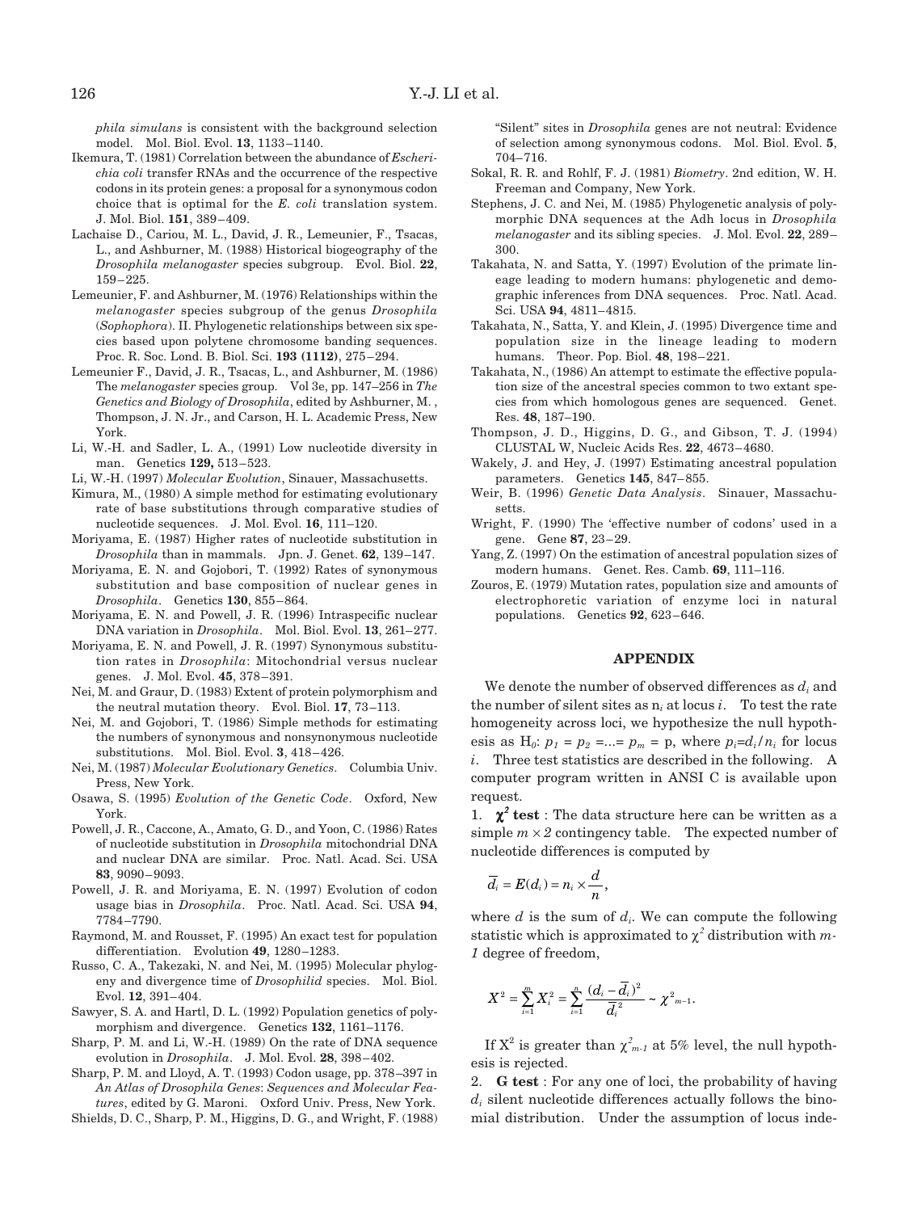*phila simulans* is consistent with the background selection model. Mol. Biol. Evol. **13**, 1133–1140.

Ikemura, T. (1981) Correlation between the abundance of *Escherichia coli* transfer RNAs and the occurrence of the respective codons in its protein genes: a proposal for a synonymous codon choice that is optimal for the *E. coli* translation system. J. Mol. Biol. **151**, 389–409.

Lachaise D., Cariou, M. L., David, J. R., Lemeunier, F., Tsacas, L., and Ashburner, M. (1988) Historical biogeography of the *Drosophila melanogaster* species subgroup. Evol. Biol. **22**, 159–225.

Lemeunier, F. and Ashburner, M. (1976) Relationships within the *melanogaster* species subgroup of the genus *Drosophila* (*Sophophora*). II. Phylogenetic relationships between six species based upon polytene chromosome banding sequences. Proc. R. Soc. Lond. B. Biol. Sci. **193 (1112)**, 275–294.

Lemeunier F., David, J. R., Tsacas, L., and Ashburner, M. (1986) The *melanogaster* species group. Vol 3e, pp. 147–256 in *The Genetics and Biology of Drosophila*, edited by Ashburner, M. , Thompson, J. N. Jr., and Carson, H. L. Academic Press, New York.

Li, W.-H. and Sadler, L. A., (1991) Low nucleotide diversity in man. Genetics **129,** 513–523.

Li, W.-H. (1997) *Molecular Evolution*, Sinauer, Massachusetts.

Kimura, M., (1980) A simple method for estimating evolutionary rate of base substitutions through comparative studies of nucleotide sequences. J. Mol. Evol. **16**, 111–120.

Moriyama, E. (1987) Higher rates of nucleotide substitution in *Drosophila* than in mammals. Jpn. J. Genet. **62**, 139–147.

Moriyama, E. N. and Gojobori, T. (1992) Rates of synonymous substitution and base composition of nuclear genes in *Drosophila*. Genetics **130**, 855–864.

Moriyama, E. N. and Powell, J. R. (1996) Intraspecific nuclear DNA variation in *Drosophila*. Mol. Biol. Evol. **13**, 261–277.

Moriyama, E. N. and Powell, J. R. (1997) Synonymous substitution rates in *Drosophila*: Mitochondrial versus nuclear genes. J. Mol. Evol. **45**, 378–391.

Nei, M. and Graur, D. (1983) Extent of protein polymorphism and the neutral mutation theory. Evol. Biol. **17**, 73–113.

Nei, M. and Gojobori, T. (1986) Simple methods for estimating the numbers of synonymous and nonsynonymous nucleotide substitutions. Mol. Biol. Evol. **3**, 418–426.

Nei, M. (1987) *Molecular Evolutionary Genetics*. Columbia Univ. Press, New York.

Osawa, S. (1995) *Evolution of the Genetic Code*. Oxford, New York.

Powell, J. R., Caccone, A., Amato, G. D., and Yoon, C. (1986) Rates of nucleotide substitution in *Drosophila* mitochondrial DNA and nuclear DNA are similar. Proc. Natl. Acad. Sci. USA **83**, 9090–9093.

Powell, J. R. and Moriyama, E. N. (1997) Evolution of codon usage bias in *Drosophila*. Proc. Natl. Acad. Sci. USA **94**, 7784–7790.

Raymond, M. and Rousset, F. (1995) An exact test for population differentiation. Evolution **49**, 1280–1283.

Russo, C. A., Takezaki, N. and Nei, M. (1995) Molecular phylogeny and divergence time of *Drosophilid* species. Mol. Biol. Evol. **12**, 391–404.

Sawyer, S. A. and Hartl, D. L. (1992) Population genetics of polymorphism and divergence. Genetics **132**, 1161–1176.

Sharp, P. M. and Li, W.-H. (1989) On the rate of DNA sequence evolution in *Drosophila*. J. Mol. Evol. **28**, 398–402.

Sharp, P. M. and Lloyd, A. T. (1993) Codon usage, pp. 378–397 in *An Atlas of Drosophila Genes*: *Sequences and Molecular Features*, edited by G. Maroni. Oxford Univ. Press, New York.

Shields, D. C., Sharp, P. M., Higgins, D. G., and Wright, F. (1988) "Silent" sites in *Drosophila* genes are not neutral: Evidence of selection among synonymous codons. Mol. Biol. Evol. **5**, 704–716.

Sokal, R. R. and Rohlf, F. J. (1981) *Biometry*. 2nd edition, W. H. Freeman and Company, New York.

Stephens, J. C. and Nei, M. (1985) Phylogenetic analysis of polymorphic DNA sequences at the Adh locus in *Drosophila melanogaster* and its sibling species. J. Mol. Evol. **22**, 289–300.

Takahata, N. and Satta, Y. (1997) Evolution of the primate lineage leading to modern humans: phylogenetic and demographic inferences from DNA sequences. Proc. Natl. Acad. Sci. USA **94**, 4811–4815.

Takahata, N., Satta, Y. and Klein, J. (1995) Divergence time and population size in the lineage leading to modern humans. Theor. Pop. Biol. **48**, 198–221.

Takahata, N., (1986) An attempt to estimate the effective population size of the ancestral species common to two extant species from which homologous genes are sequenced. Genet. Res. **48**, 187–190.

Thompson, J. D., Higgins, D. G., and Gibson, T. J. (1994) CLUSTAL W, Nucleic Acids Res. **22**, 4673–4680.

Wakely, J. and Hey, J. (1997) Estimating ancestral population parameters. Genetics **145**, 847–855.

Weir, B. (1996) *Genetic Data Analysis*. Sinauer, Massachusetts.

Wright, F. (1990) The 'effective number of codons' used in a gene. Gene **87**, 23–29.

Yang, Z. (1997) On the estimation of ancestral population sizes of modern humans. Genet. Res. Camb. **69**, 111–116.

Zouros, E. (1979) Mutation rates, population size and amounts of electrophoretic variation of enzyme loci in natural populations. Genetics **92**, 623–646.

## APPENDIX

We denote the number of observed differences as $d_i$ and the number of silent sites as $n_i$ at locus $i$. To test the rate homogeneity across loci, we hypothesize the null hypothesis as $H_0$: $p_1 = p_2 = ... = p_m = p$, where $p_i = d_i / n_i$ for locus $i$. Three test statistics are described in the following. A computer program written in ANSI C is available upon request.

1. **$\chi^2$ test** : The data structure here can be written as a simple $m \times 2$ contingency table. The expected number of nucleotide differences is computed by

$$\overline{d}_i = E(d_i) = n_i \times \frac{d}{n},$$

where $d$ is the sum of $d_i$. We can compute the following statistic which is approximated to $\chi^2$ distribution with $m$-$1$ degree of freedom,

$$X^2 = \sum_{i=1}^{m} X_i^2 = \sum_{i=1}^{n} \frac{(d_i - \overline{d}_i)^2}{\overline{d}_i^{\,2}} \sim \chi^2_{m-1}.$$

If $X^2$ is greater than $\chi^2_{m-1}$ at 5% level, the null hypothesis is rejected.

2. **G test** : For any one of loci, the probability of having $d_i$ silent nucleotide differences actually follows the binomial distribution. Under the assumption of locus inde-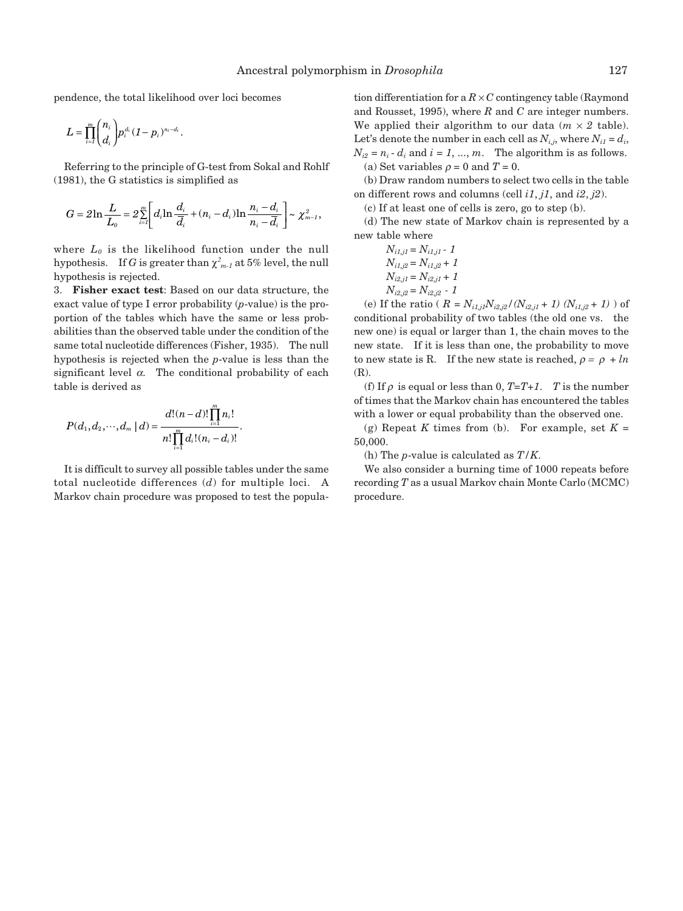pendence, the total likelihood over loci becomes

$$L = \prod_{i=1}^{m} \binom{n_i}{d_i} p_i^{d_i} (1 - p_i)^{n_i - d_i}.$$

Referring to the principle of G-test from Sokal and Rohlf (1981), the G statistics is simplified as

$$G = 2\ln \frac{L}{L_0} = 2\sum_{i=1}^{m} \left[ d_i \ln \frac{d_i}{\bar{d}_i} + (n_i - d_i) \ln \frac{n_i - d_i}{n_i - \bar{d}_i} \right] \sim \chi^2_{m-1},$$

where $L_0$ is the likelihood function under the null hypothesis. If $G$ is greater than $\chi^2_{m-1}$ at 5% level, the null hypothesis is rejected.

3. **Fisher exact test**: Based on our data structure, the exact value of type I error probability ($p$-value) is the proportion of the tables which have the same or less probabilities than the observed table under the condition of the same total nucleotide differences (Fisher, 1935). The null hypothesis is rejected when the $p$-value is less than the significant level $\alpha$. The conditional probability of each table is derived as

$$P(d_1, d_2, \cdots, d_m \mid d) = \frac{d!(n-d)!\prod_{i=1}^{m} n_i!}{n!\prod_{i=1}^{m} d_i!(n_i - d_i)!}.$$

It is difficult to survey all possible tables under the same total nucleotide differences ($d$) for multiple loci. A Markov chain procedure was proposed to test the population differentiation for a $R \times C$ contingency table (Raymond and Rousset, 1995), where $R$ and $C$ are integer numbers. We applied their algorithm to our data ($m \times 2$ table). Let's denote the number in each cell as $N_{i,j}$, where $N_{i1} = d_i$, $N_{i2} = n_i - d_i$ and $i = 1, ..., m$. The algorithm is as follows.

(a) Set variables $\rho = 0$ and $T = 0$.

(b) Draw random numbers to select two cells in the table on different rows and columns (cell $i1, j1$, and $i2, j2$).

(c) If at least one of cells is zero, go to step (b).

(d) The new state of Markov chain is represented by a new table where

$N_{i1,j1} = N_{i1,j1} - 1$
$N_{i1,j2} = N_{i1,j2} + 1$
$N_{i2,j1} = N_{i2,j1} + 1$
$N_{i2,j2} = N_{i2,j2} - 1$

(e) If the ratio ( $R = N_{i1,j1}N_{i2,j2}/(N_{i2,j1} + 1)(N_{i1,j2} + 1)$ ) of conditional probability of two tables (the old one vs. the new one) is equal or larger than 1, the chain moves to the new state. If it is less than one, the probability to move to new state is R. If the new state is reached, $\rho = \rho + \ln(R)$.

(f) If $\rho$ is equal or less than 0, $T=T+1$. $T$ is the number of times that the Markov chain has encountered the tables with a lower or equal probability than the observed one.

(g) Repeat $K$ times from (b). For example, set $K$ = 50,000.

(h) The $p$-value is calculated as $T/K$.

We also consider a burning time of 1000 repeats before recording $T$ as a usual Markov chain Monte Carlo (MCMC) procedure.